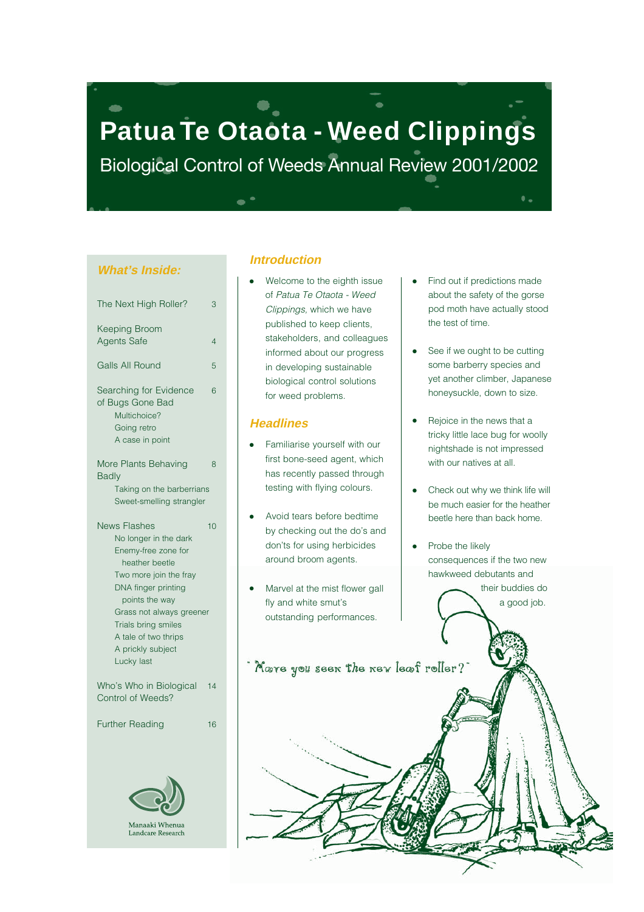# Patua Te Otaota - Weed Clippings

## Biological Control of Weeds Annual Review 2001/2002

### What's Inside:

| | |
|---|---|
| The Next High Roller? | 3 |
| Keeping Broom Agents Safe | 4 |
| Galls All Round | 5 |
| Searching for Evidence of Bugs Gone Bad | 6 |
| Multichoice? | |
| Going retro | |
| A case in point | |
| More Plants Behaving Badly | 8 |
| Taking on the barberrians | |
| Sweet-smelling strangler | |
| News Flashes | 10 |
| No longer in the dark | |
| Enemy-free zone for heather beetle | |
| Two more join the fray | |
| DNA finger printing points the way | |
| Grass not always greener | |
| Trials bring smiles | |
| A tale of two thrips | |
| A prickly subject | |
| Lucky last | |
| Who's Who in Biological Control of Weeds? | 14 |
| Further Reading | 16 |

Manaaki Whenua
Landcare Research

### Introduction

- Welcome to the eighth issue of *Patua Te Otaota - Weed Clippings,* which we have published to keep clients, stakeholders, and colleagues informed about our progress in developing sustainable biological control solutions for weed problems.

### Headlines

- Familiarise yourself with our first bone-seed agent, which has recently passed through testing with flying colours.
- Avoid tears before bedtime by checking out the do's and don'ts for using herbicides around broom agents.
- Marvel at the mist flower gall fly and white smut's outstanding performances.
- Find out if predictions made about the safety of the gorse pod moth have actually stood the test of time.
- See if we ought to be cutting some barberry species and yet another climber, Japanese honeysuckle, down to size.
- Rejoice in the news that a tricky little lace bug for woolly nightshade is not impressed with our natives at all.
- Check out why we think life will be much easier for the heather beetle here than back home.
- Probe the likely consequences if the two new hawkweed debutants and their buddies do a good job.

"Have you seen the new leaf roller?"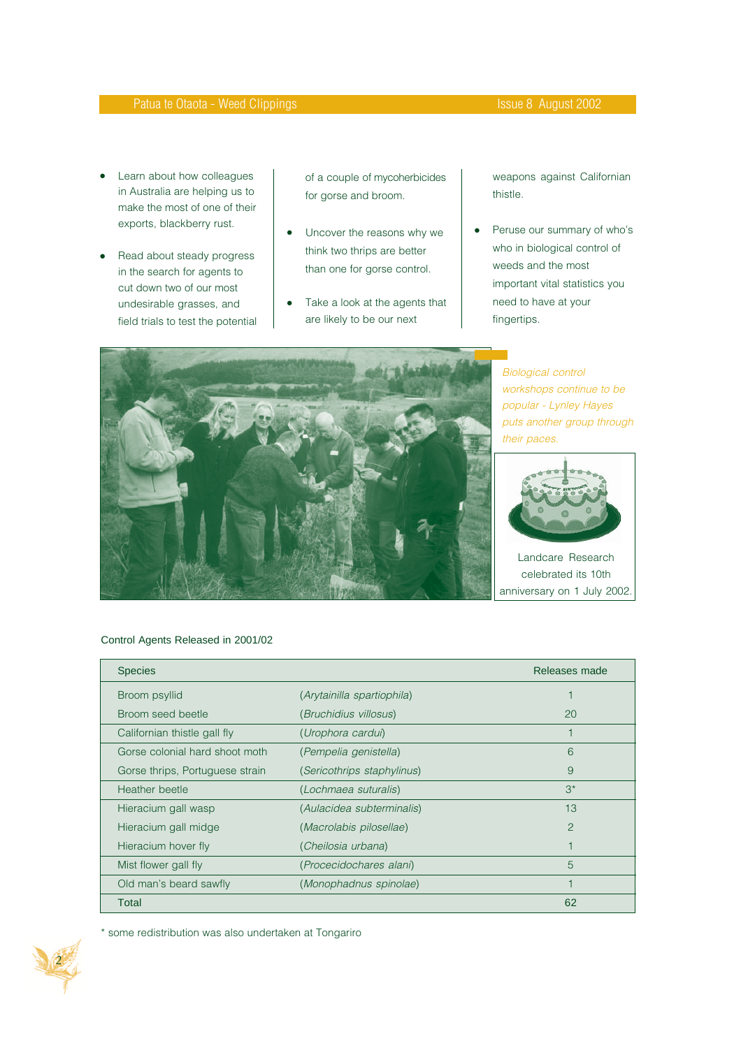- Learn about how colleagues in Australia are helping us to make the most of one of their exports, blackberry rust.
- Read about steady progress in the search for agents to cut down two of our most undesirable grasses, and field trials to test the potential of a couple of mycoherbicides for gorse and broom.
- Uncover the reasons why we think two thrips are better than one for gorse control.
- Take a look at the agents that are likely to be our next weapons against Californian thistle.
- Peruse our summary of who's who in biological control of weeds and the most important vital statistics you need to have at your fingertips.

*Biological control workshops continue to be popular - Lynley Hayes puts another group through their paces.*

Landcare Research celebrated its 10th anniversary on 1 July 2002.

Control Agents Released in 2001/02

| Species | | Releases made |
|---|---|---|
| Broom psyllid | (*Arytainilla spartiophila*) | 1 |
| Broom seed beetle | (*Bruchidius villosus*) | 20 |
| Californian thistle gall fly | (*Urophora cardui*) | 1 |
| Gorse colonial hard shoot moth | (*Pempelia genistella*) | 6 |
| Gorse thrips, Portuguese strain | (*Sericothrips staphylinus*) | 9 |
| Heather beetle | (*Lochmaea suturalis*) | 3* |
| Hieracium gall wasp | (*Aulacidea subterminalis*) | 13 |
| Hieracium gall midge | (*Macrolabis pilosellae*) | 2 |
| Hieracium hover fly | (*Cheilosia urbana*) | 1 |
| Mist flower gall fly | (*Procecidochares alani*) | 5 |
| Old man's beard sawfly | (*Monophadnus spinolae*) | 1 |
| Total | | 62 |

\* some redistribution was also undertaken at Tongariro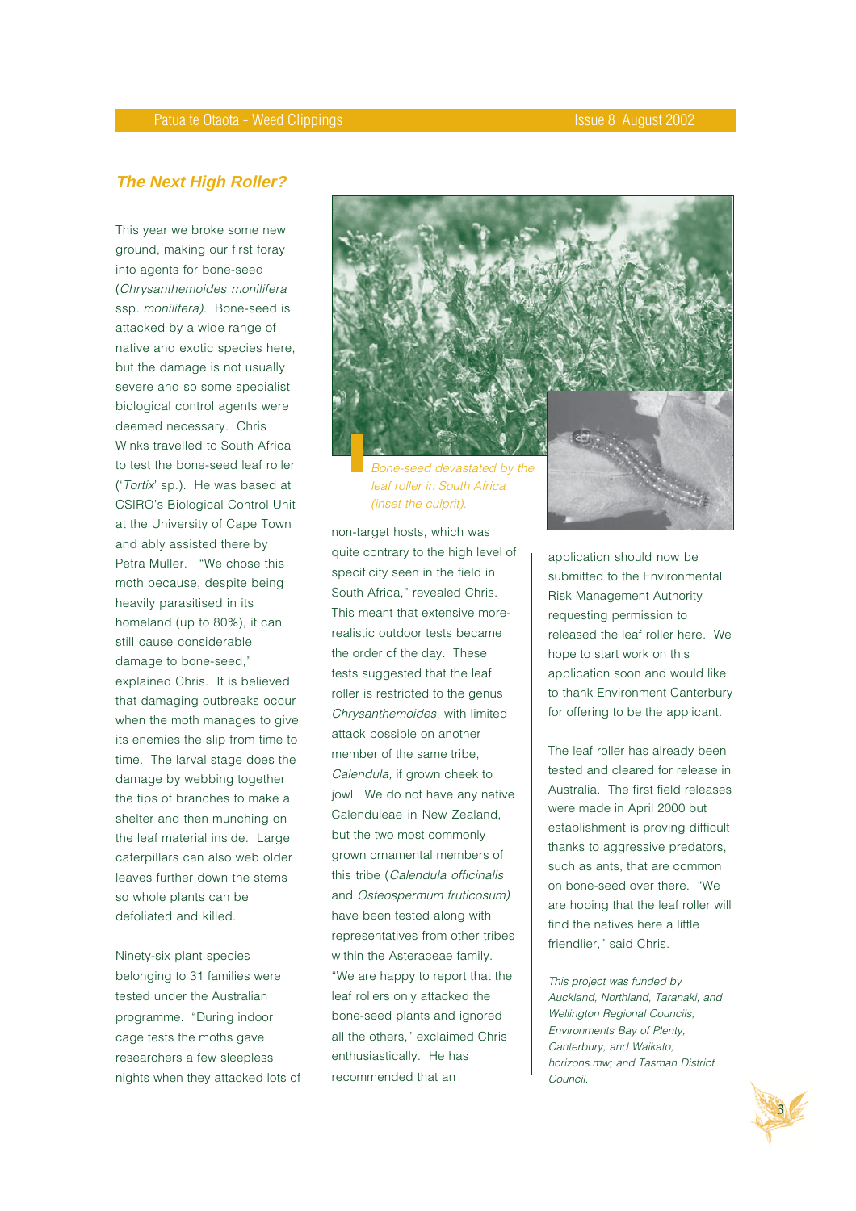## The Next High Roller?

This year we broke some new ground, making our first foray into agents for bone-seed (*Chrysanthemoides monilifera* ssp. *monilifera).* Bone-seed is attacked by a wide range of native and exotic species here, but the damage is not usually severe and so some specialist biological control agents were deemed necessary. Chris Winks travelled to South Africa to test the bone-seed leaf roller ('*Tortix*' sp.). He was based at CSIRO's Biological Control Unit at the University of Cape Town and ably assisted there by Petra Muller. "We chose this moth because, despite being heavily parasitised in its homeland (up to 80%), it can still cause considerable damage to bone-seed," explained Chris. It is believed that damaging outbreaks occur when the moth manages to give its enemies the slip from time to time. The larval stage does the damage by webbing together the tips of branches to make a shelter and then munching on the leaf material inside. Large caterpillars can also web older leaves further down the stems so whole plants can be defoliated and killed.

Ninety-six plant species belonging to 31 families were tested under the Australian programme. "During indoor cage tests the moths gave researchers a few sleepless nights when they attacked lots of non-target hosts, which was quite contrary to the high level of specificity seen in the field in South Africa," revealed Chris. This meant that extensive more-realistic outdoor tests became the order of the day. These tests suggested that the leaf roller is restricted to the genus *Chrysanthemoides*, with limited attack possible on another member of the same tribe, *Calendula*, if grown cheek to jowl. We do not have any native Calenduleae in New Zealand, but the two most commonly grown ornamental members of this tribe (*Calendula officinalis* and *Osteospermum fruticosum)* have been tested along with representatives from other tribes within the Asteraceae family. "We are happy to report that the leaf rollers only attacked the bone-seed plants and ignored all the others," exclaimed Chris enthusiastically. He has recommended that an application should now be submitted to the Environmental Risk Management Authority requesting permission to released the leaf roller here. We hope to start work on this application soon and would like to thank Environment Canterbury for offering to be the applicant.

*Bone-seed devastated by the leaf roller in South Africa (inset the culprit).*

The leaf roller has already been tested and cleared for release in Australia. The first field releases were made in April 2000 but establishment is proving difficult thanks to aggressive predators, such as ants, that are common on bone-seed over there. "We are hoping that the leaf roller will find the natives here a little friendlier," said Chris.

*This project was funded by Auckland, Northland, Taranaki, and Wellington Regional Councils; Environments Bay of Plenty, Canterbury, and Waikato; horizons.mw; and Tasman District Council.*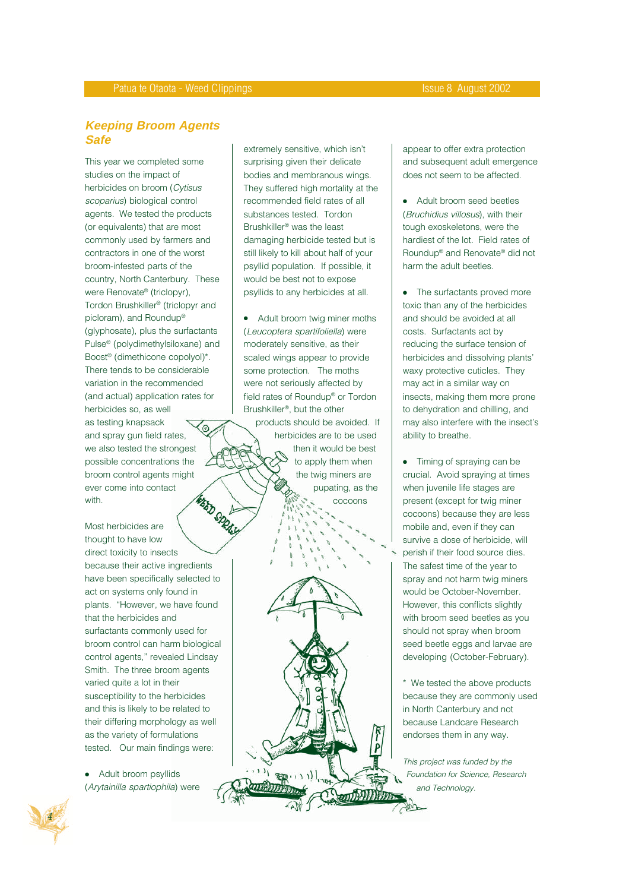## Keeping Broom Agents Safe

This year we completed some studies on the impact of herbicides on broom (*Cytisus scoparius*) biological control agents. We tested the products (or equivalents) that are most commonly used by farmers and contractors in one of the worst broom-infested parts of the country, North Canterbury. These were Renovate® (triclopyr), Tordon Brushkiller® (triclopyr and picloram), and Roundup® (glyphosate), plus the surfactants Pulse® (polydimethylsiloxane) and Boost® (dimethicone copolyol)*. There tends to be considerable variation in the recommended (and actual) application rates for herbicides so, as well as testing knapsack and spray gun field rates, we also tested the strongest possible concentrations the broom control agents might ever come into contact with.

Most herbicides are thought to have low direct toxicity to insects because their active ingredients have been specifically selected to act on systems only found in plants. "However, we have found that the herbicides and surfactants commonly used for broom control can harm biological control agents," revealed Lindsay Smith. The three broom agents varied quite a lot in their susceptibility to the herbicides and this is likely to be related to their differing morphology as well as the variety of formulations tested. Our main findings were:

- Adult broom psyllids (*Arytainilla spartiophila*) were extremely sensitive, which isn't surprising given their delicate bodies and membranous wings. They suffered high mortality at the recommended field rates of all substances tested. Tordon Brushkiller® was the least damaging herbicide tested but is still likely to kill about half of your psyllid population. If possible, it would be best not to expose psyllids to any herbicides at all.

- Adult broom twig miner moths (*Leucoptera spartifoliella*) were moderately sensitive, as their scaled wings appear to provide some protection. The moths were not seriously affected by field rates of Roundup® or Tordon Brushkiller®, but the other products should be avoided. If herbicides are to be used then it would be best to apply them when the twig miners are pupating, as the cocoons appear to offer extra protection and subsequent adult emergence does not seem to be affected.

- Adult broom seed beetles (*Bruchidius villosus*), with their tough exoskeletons, were the hardiest of the lot. Field rates of Roundup® and Renovate® did not harm the adult beetles.

- The surfactants proved more toxic than any of the herbicides and should be avoided at all costs. Surfactants act by reducing the surface tension of herbicides and dissolving plants' waxy protective cuticles. They may act in a similar way on insects, making them more prone to dehydration and chilling, and may also interfere with the insect's ability to breathe.

- Timing of spraying can be crucial. Avoid spraying at times when juvenile life stages are present (except for twig miner cocoons) because they are less mobile and, even if they can survive a dose of herbicide, will perish if their food source dies. The safest time of the year to spray and not harm twig miners would be October-November. However, this conflicts slightly with broom seed beetles as you should not spray when broom seed beetle eggs and larvae are developing (October-February).

\* We tested the above products because they are commonly used in North Canterbury and not because Landcare Research endorses them in any way.

*This project was funded by the Foundation for Science, Research and Technology.*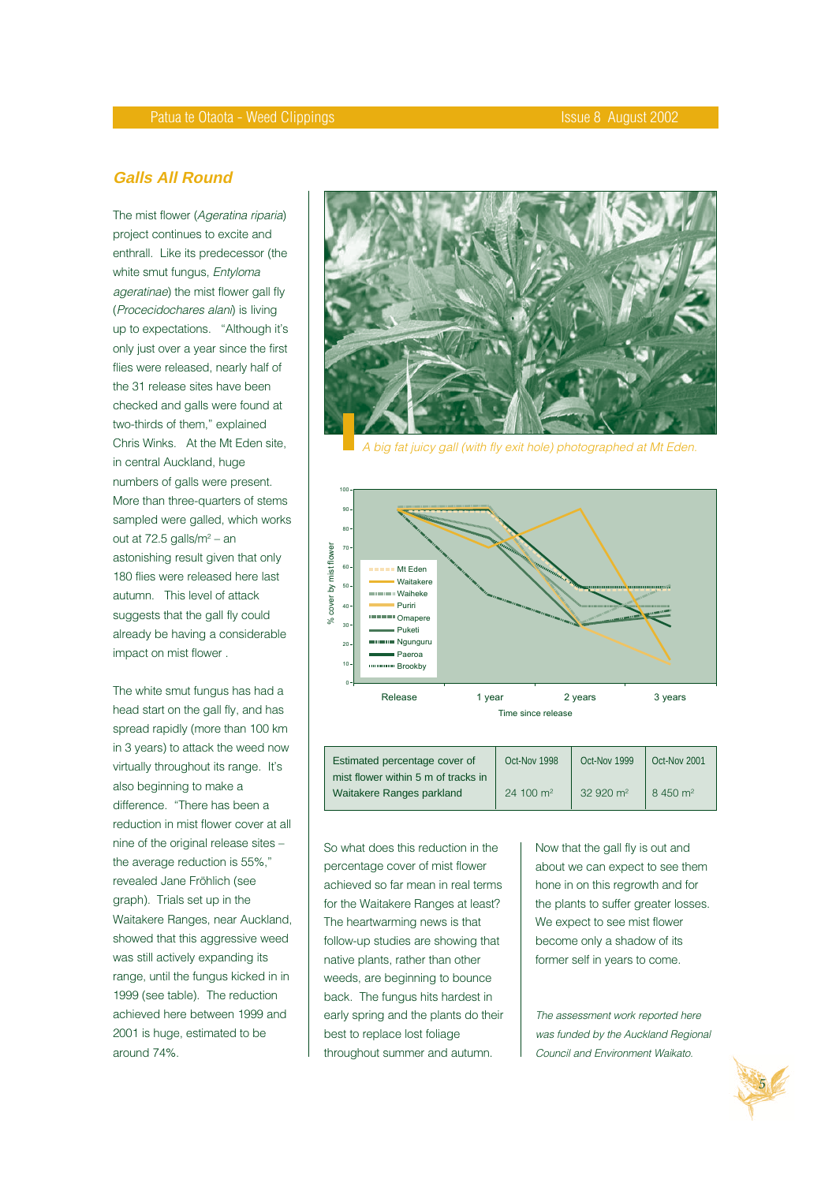## Galls All Round

The mist flower (*Ageratina riparia*) project continues to excite and enthrall. Like its predecessor (the white smut fungus, *Entyloma ageratinae*) the mist flower gall fly (*Procecidochares alani*) is living up to expectations. "Although it's only just over a year since the first flies were released, nearly half of the 31 release sites have been checked and galls were found at two-thirds of them," explained Chris Winks. At the Mt Eden site, in central Auckland, huge numbers of galls were present. More than three-quarters of stems sampled were galled, which works out at 72.5 galls/m$^2$ – an astonishing result given that only 180 flies were released here last autumn. This level of attack suggests that the gall fly could already be having a considerable impact on mist flower .

The white smut fungus has had a head start on the gall fly, and has spread rapidly (more than 100 km in 3 years) to attack the weed now virtually throughout its range. It's also beginning to make a difference. "There has been a reduction in mist flower cover at all nine of the original release sites – the average reduction is 55%," revealed Jane Fröhlich (see graph). Trials set up in the Waitakere Ranges, near Auckland, showed that this aggressive weed was still actively expanding its range, until the fungus kicked in in 1999 (see table). The reduction achieved here between 1999 and 2001 is huge, estimated to be around 74%.

*A big fat juicy gall (with fly exit hole) photographed at Mt Eden.*

| Estimated percentage cover of mist flower within 5 m of tracks in Waitakere Ranges parkland | Oct-Nov 1998 | Oct-Nov 1999 | Oct-Nov 2001 |
|---|---|---|---|
| | 24 100 m$^2$ | 32 920 m$^2$ | 8 450 m$^2$ |

So what does this reduction in the percentage cover of mist flower achieved so far mean in real terms for the Waitakere Ranges at least? The heartwarming news is that follow-up studies are showing that native plants, rather than other weeds, are beginning to bounce back. The fungus hits hardest in early spring and the plants do their best to replace lost foliage throughout summer and autumn.

Now that the gall fly is out and about we can expect to see them hone in on this regrowth and for the plants to suffer greater losses. We expect to see mist flower become only a shadow of its former self in years to come.

*The assessment work reported here was funded by the Auckland Regional Council and Environment Waikato.*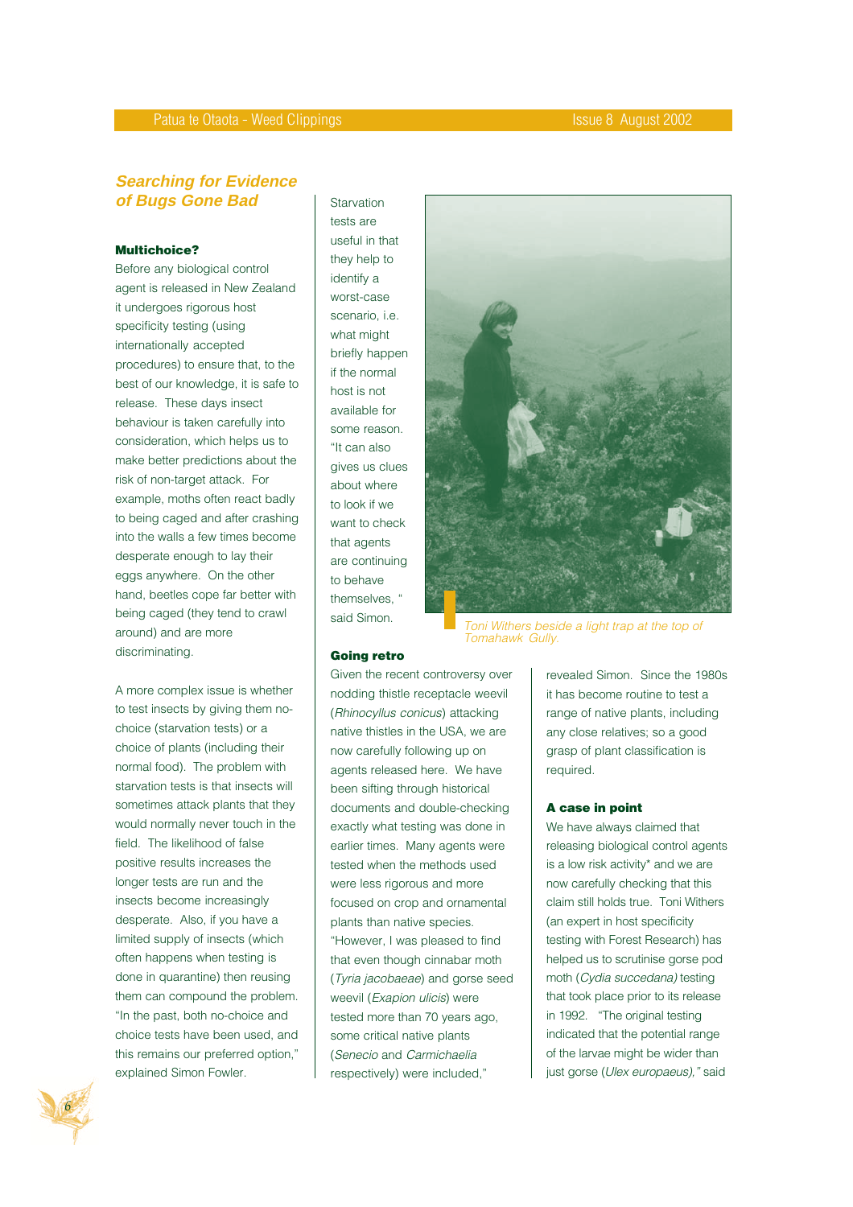## Searching for Evidence of Bugs Gone Bad

### Multichoice?

Before any biological control agent is released in New Zealand it undergoes rigorous host specificity testing (using internationally accepted procedures) to ensure that, to the best of our knowledge, it is safe to release. These days insect behaviour is taken carefully into consideration, which helps us to make better predictions about the risk of non-target attack. For example, moths often react badly to being caged and after crashing into the walls a few times become desperate enough to lay their eggs anywhere. On the other hand, beetles cope far better with being caged (they tend to crawl around) and are more discriminating.

A more complex issue is whether to test insects by giving them no-choice (starvation tests) or a choice of plants (including their normal food). The problem with starvation tests is that insects will sometimes attack plants that they would normally never touch in the field. The likelihood of false positive results increases the longer tests are run and the insects become increasingly desperate. Also, if you have a limited supply of insects (which often happens when testing is done in quarantine) then reusing them can compound the problem. "In the past, both no-choice and choice tests have been used, and this remains our preferred option," explained Simon Fowler.

Starvation tests are useful in that they help to identify a worst-case scenario, i.e. what might briefly happen if the normal host is not available for some reason. "It can also gives us clues about where to look if we want to check that agents are continuing to behave themselves, " said Simon.

*Toni Withers beside a light trap at the top of Tomahawk Gully.*

### Going retro

Given the recent controversy over nodding thistle receptacle weevil (*Rhinocyllus conicus*) attacking native thistles in the USA, we are now carefully following up on agents released here. We have been sifting through historical documents and double-checking exactly what testing was done in earlier times. Many agents were tested when the methods used were less rigorous and more focused on crop and ornamental plants than native species. "However, I was pleased to find that even though cinnabar moth (*Tyria jacobaeae*) and gorse seed weevil (*Exapion ulicis*) were tested more than 70 years ago, some critical native plants (*Senecio* and *Carmichaelia* respectively) were included," revealed Simon. Since the 1980s it has become routine to test a range of native plants, including any close relatives; so a good grasp of plant classification is required.

### A case in point

We have always claimed that releasing biological control agents is a low risk activity* and we are now carefully checking that this claim still holds true. Toni Withers (an expert in host specificity testing with Forest Research) has helped us to scrutinise gorse pod moth (*Cydia succedana)* testing that took place prior to its release in 1992. "The original testing indicated that the potential range of the larvae might be wider than just gorse (*Ulex europaeus*)," said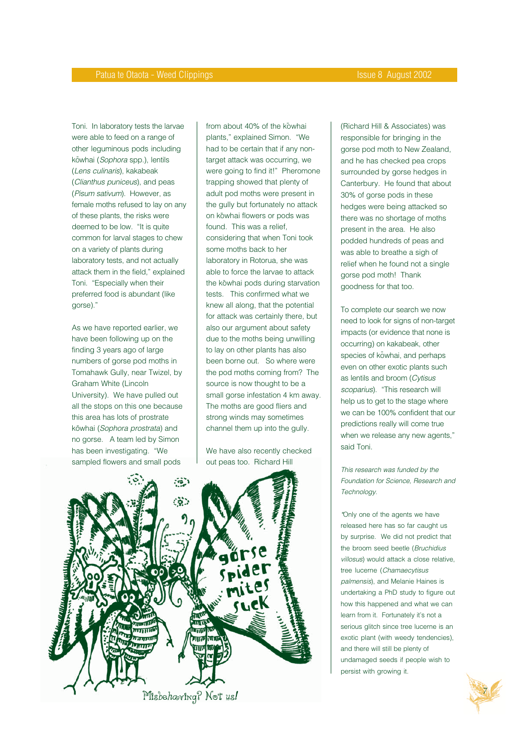Toni. In laboratory tests the larvae were able to feed on a range of other leguminous pods including kōwhai (*Sophora* spp.), lentils (*Lens culinaris*), kakabeak (*Clianthus puniceus*), and peas (*Pisum sativum*). However, as female moths refused to lay on any of these plants, the risks were deemed to be low. "It is quite common for larval stages to chew on a variety of plants during laboratory tests, and not actually attack them in the field," explained Toni. "Especially when their preferred food is abundant (like gorse)."

As we have reported earlier, we have been following up on the finding 3 years ago of large numbers of gorse pod moths in Tomahawk Gully, near Twizel, by Graham White (Lincoln University). We have pulled out all the stops on this one because this area has lots of prostrate kōwhai (*Sophora prostrata*) and no gorse. A team led by Simon has been investigating. "We sampled flowers and small pods from about 40% of the kōwhai plants," explained Simon. "We had to be certain that if any non-target attack was occurring, we were going to find it!" Pheromone trapping showed that plenty of adult pod moths were present in the gully but fortunately no attack on kōwhai flowers or pods was found. This was a relief, considering that when Toni took some moths back to her laboratory in Rotorua, she was able to force the larvae to attack the kōwhai pods during starvation tests. This confirmed what we knew all along, that the potential for attack was certainly there, but also our argument about safety due to the moths being unwilling to lay on other plants has also been borne out. So where were the pod moths coming from? The source is now thought to be a small gorse infestation 4 km away. The moths are good fliers and strong winds may sometimes channel them up into the gully.

We have also recently checked out peas too. Richard Hill (Richard Hill & Associates) was responsible for bringing in the gorse pod moth to New Zealand, and he has checked pea crops surrounded by gorse hedges in Canterbury. He found that about 30% of gorse pods in these hedges were being attacked so there was no shortage of moths present in the area. He also podded hundreds of peas and was able to breathe a sigh of relief when he found not a single gorse pod moth! Thank goodness for that too.

To complete our search we now need to look for signs of non-target impacts (or evidence that none is occurring) on kakabeak, other species of kōwhai, and perhaps even on other exotic plants such as lentils and broom (*Cytisus scoparius*). "This research will help us to get to the stage where we can be 100% confident that our predictions really will come true when we release any new agents," said Toni.

*This research was funded by the Foundation for Science, Research and Technology.*

*Only one of the agents we have released here has so far caught us by surprise. We did not predict that the broom seed beetle (*Bruchidius villosus*) would attack a close relative, tree lucerne (*Chamaecytisus palmensis*), and Melanie Haines is undertaking a PhD study to figure out how this happened and what we can learn from it. Fortunately it's not a serious glitch since tree lucerne is an exotic plant (with weedy tendencies), and there will still be plenty of undamaged seeds if people wish to persist with growing it.

Misbehaving? Not us!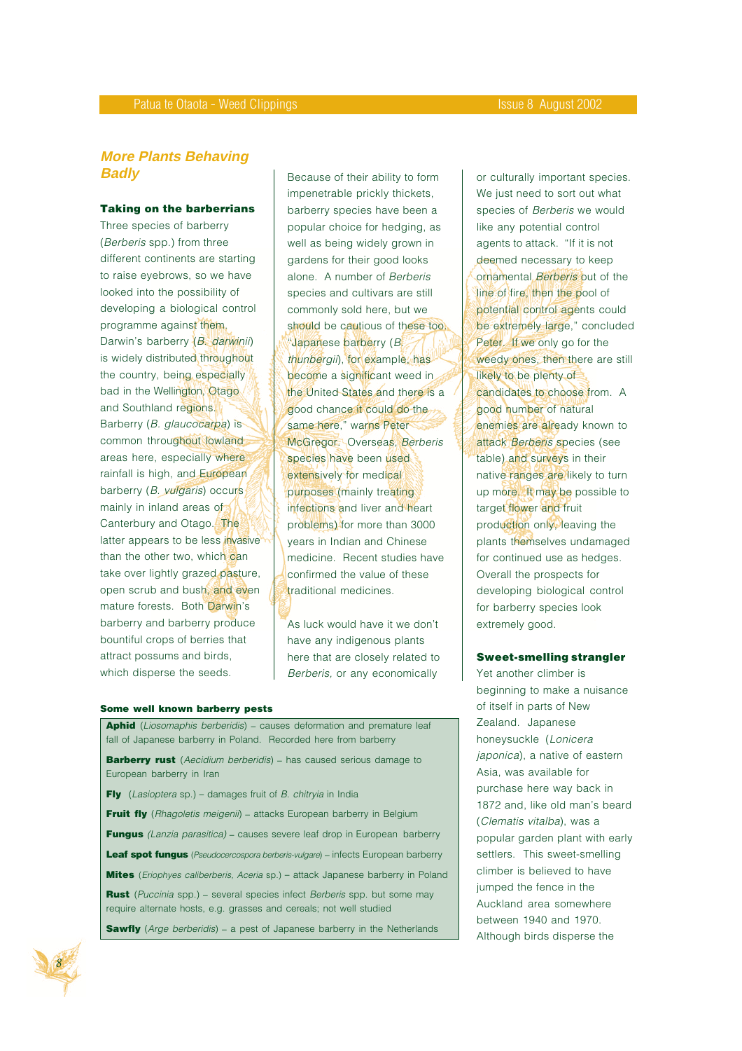## More Plants Behaving Badly

### Taking on the barberrians

Three species of barberry (*Berberis* spp.) from three different continents are starting to raise eyebrows, so we have looked into the possibility of developing a biological control programme against them. Darwin's barberry (*B. darwinii*) is widely distributed throughout the country, being especially bad in the Wellington, Otago and Southland regions. Barberry (*B. glaucocarpa*) is common throughout lowland areas here, especially where rainfall is high, and European barberry (*B. vulgaris*) occurs mainly in inland areas of Canterbury and Otago. The latter appears to be less invasive than the other two, which can take over lightly grazed pasture, open scrub and bush, and even mature forests. Both Darwin's barberry and barberry produce bountiful crops of berries that attract possums and birds, which disperse the seeds.

Because of their ability to form impenetrable prickly thickets, barberry species have been a popular choice for hedging, as well as being widely grown in gardens for their good looks alone. A number of *Berberis* species and cultivars are still commonly sold here, but we should be cautious of these too. "Japanese barberry (*B. thunbergii*), for example, has become a significant weed in the United States and there is a good chance it could do the same here," warns Peter McGregor. Overseas, *Berberis* species have been used extensively for medical purposes (mainly treating infections and liver and heart problems) for more than 3000 years in Indian and Chinese medicine. Recent studies have confirmed the value of these traditional medicines.

As luck would have it we don't have any indigenous plants here that are closely related to *Berberis*, or any economically or culturally important species. We just need to sort out what species of *Berberis* we would like any potential control agents to attack. "If it is not deemed necessary to keep ornamental *Berberis* out of the line of fire, then the pool of potential control agents could be extremely large," concluded Peter. If we only go for the weedy ones, then there are still likely to be plenty of candidates to choose from. A good number of natural enemies are already known to attack *Berberis* species (see table) and surveys in their native ranges are likely to turn up more. It may be possible to target flower and fruit production only, leaving the plants themselves undamaged for continued use as hedges. Overall the prospects for developing biological control for barberry species look extremely good.

**Some well known barberry pests**

| |
|---|
| **Aphid** (*Liosomaphis berberidis*) – causes deformation and premature leaf fall of Japanese barberry in Poland. Recorded here from barberry |
| **Barberry rust** (*Aecidium berberidis*) – has caused serious damage to European barberry in Iran |
| **Fly** (*Lasioptera* sp.) – damages fruit of *B. chitryia* in India |
| **Fruit fly** (*Rhagoletis meigenii*) – attacks European barberry in Belgium |
| **Fungus** (*Lanzia parasitica*) – causes severe leaf drop in European barberry |
| **Leaf spot fungus** (*Pseudocercospora berberis-vulgare*) – infects European barberry |
| **Mites** (*Eriophyes caliberberis, Aceria* sp.) – attack Japanese barberry in Poland |
| **Rust** (*Puccinia* spp.) – several species infect *Berberis* spp. but some may require alternate hosts, e.g. grasses and cereals; not well studied |
| **Sawfly** (*Arge berberidis*) – a pest of Japanese barberry in the Netherlands |

### Sweet-smelling strangler

Yet another climber is beginning to make a nuisance of itself in parts of New Zealand. Japanese honeysuckle (*Lonicera japonica*), a native of eastern Asia, was available for purchase here way back in 1872 and, like old man's beard (*Clematis vitalba*), was a popular garden plant with early settlers. This sweet-smelling climber is believed to have jumped the fence in the Auckland area somewhere between 1940 and 1970. Although birds disperse the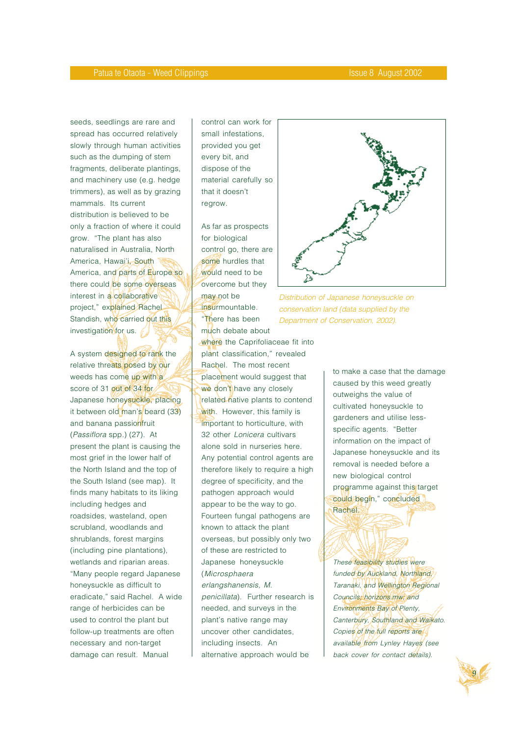seeds, seedlings are rare and spread has occurred relatively slowly through human activities such as the dumping of stem fragments, deliberate plantings, and machinery use (e.g. hedge trimmers), as well as by grazing mammals. Its current distribution is believed to be only a fraction of where it could grow. "The plant has also naturalised in Australia, North America, Hawai'i, South America, and parts of Europe so there could be some overseas interest in a collaborative project," explained Rachel Standish, who carried out this investigation for us.

A system designed to rank the relative threats posed by our weeds has come up with a score of 31 out of 34 for Japanese honeysuckle, placing it between old man's beard (33) and banana passionfruit (*Passiflora* spp.) (27). At present the plant is causing the most grief in the lower half of the North Island and the top of the South Island (see map). It finds many habitats to its liking including hedges and roadsides, wasteland, open scrubland, woodlands and shrublands, forest margins (including pine plantations), wetlands and riparian areas. "Many people regard Japanese honeysuckle as difficult to eradicate," said Rachel. A wide range of herbicides can be used to control the plant but follow-up treatments are often necessary and non-target damage can result. Manual control can work for small infestations, provided you get every bit, and dispose of the material carefully so that it doesn't regrow.

As far as prospects for biological control go, there are some hurdles that would need to be overcome but they may not be insurmountable. "There has been much debate about where the Caprifoliaceae fit into plant classification," revealed Rachel. The most recent placement would suggest that we don't have any closely related native plants to contend with. However, this family is important to horticulture, with 32 other *Lonicera* cultivars alone sold in nurseries here. Any potential control agents are therefore likely to require a high degree of specificity, and the pathogen approach would appear to be the way to go. Fourteen fungal pathogens are known to attack the plant overseas, but possibly only two of these are restricted to Japanese honeysuckle (*Microsphaera erlangshanensis*, *M. penicillata*). Further research is needed, and surveys in the plant's native range may uncover other candidates, including insects. An alternative approach would be to make a case that the damage caused by this weed greatly outweighs the value of cultivated honeysuckle to gardeners and utilise less-specific agents. "Better information on the impact of Japanese honeysuckle and its removal is needed before a new biological control programme against this target could begin," concluded Rachel.

*Distribution of Japanese honeysuckle on conservation land (data supplied by the Department of Conservation, 2002).*

*These feasibility studies were funded by Auckland, Northland, Taranaki, and Wellington Regional Councils; horizons.mw; and Environments Bay of Plenty, Canterbury, Southland and Waikato. Copies of the full reports are available from Lynley Hayes (see back cover for contact details).*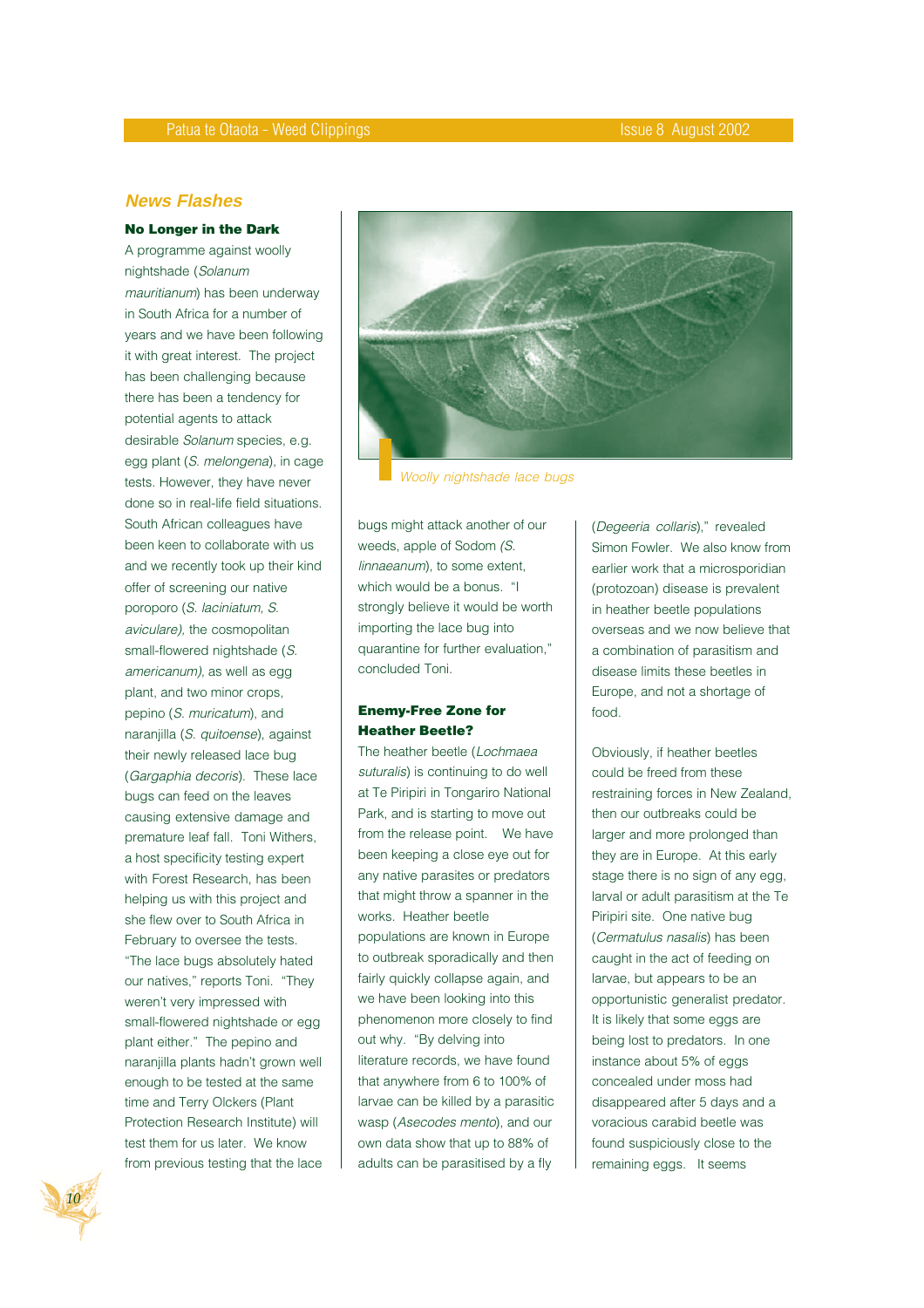## News Flashes

### No Longer in the Dark

A programme against woolly nightshade (*Solanum mauritianum*) has been underway in South Africa for a number of years and we have been following it with great interest. The project has been challenging because there has been a tendency for potential agents to attack desirable *Solanum* species, e.g. egg plant (*S. melongena*), in cage tests. However, they have never done so in real-life field situations. South African colleagues have been keen to collaborate with us and we recently took up their kind offer of screening our native poroporo (*S. laciniatum, S. aviculare),* the cosmopolitan small-flowered nightshade (*S. americanum),* as well as egg plant, and two minor crops, pepino (*S. muricatum*), and naranjilla (*S. quitoense*), against their newly released lace bug (*Gargaphia decoris*). These lace bugs can feed on the leaves causing extensive damage and premature leaf fall. Toni Withers, a host specificity testing expert with Forest Research, has been helping us with this project and she flew over to South Africa in February to oversee the tests. "The lace bugs absolutely hated our natives," reports Toni. "They weren't very impressed with small-flowered nightshade or egg plant either." The pepino and naranjilla plants hadn't grown well enough to be tested at the same time and Terry Olckers (Plant Protection Research Institute) will test them for us later. We know from previous testing that the lace bugs might attack another of our weeds, apple of Sodom *(S. linnaeanum*), to some extent, which would be a bonus. "I strongly believe it would be worth importing the lace bug into quarantine for further evaluation," concluded Toni.

Woolly nightshade lace bugs

### Enemy-Free Zone for Heather Beetle?

The heather beetle (*Lochmaea suturalis*) is continuing to do well at Te Piripiri in Tongariro National Park, and is starting to move out from the release point. We have been keeping a close eye out for any native parasites or predators that might throw a spanner in the works. Heather beetle populations are known in Europe to outbreak sporadically and then fairly quickly collapse again, and we have been looking into this phenomenon more closely to find out why. "By delving into literature records, we have found that anywhere from 6 to 100% of larvae can be killed by a parasitic wasp (*Asecodes mento*), and our own data show that up to 88% of adults can be parasitised by a fly (*Degeeria collaris*)," revealed Simon Fowler. We also know from earlier work that a microsporidian (protozoan) disease is prevalent in heather beetle populations overseas and we now believe that a combination of parasitism and disease limits these beetles in Europe, and not a shortage of food.

Obviously, if heather beetles could be freed from these restraining forces in New Zealand, then our outbreaks could be larger and more prolonged than they are in Europe. At this early stage there is no sign of any egg, larval or adult parasitism at the Te Piripiri site. One native bug (*Cermatulus nasalis*) has been caught in the act of feeding on larvae, but appears to be an opportunistic generalist predator. It is likely that some eggs are being lost to predators. In one instance about 5% of eggs concealed under moss had disappeared after 5 days and a voracious carabid beetle was found suspiciously close to the remaining eggs. It seems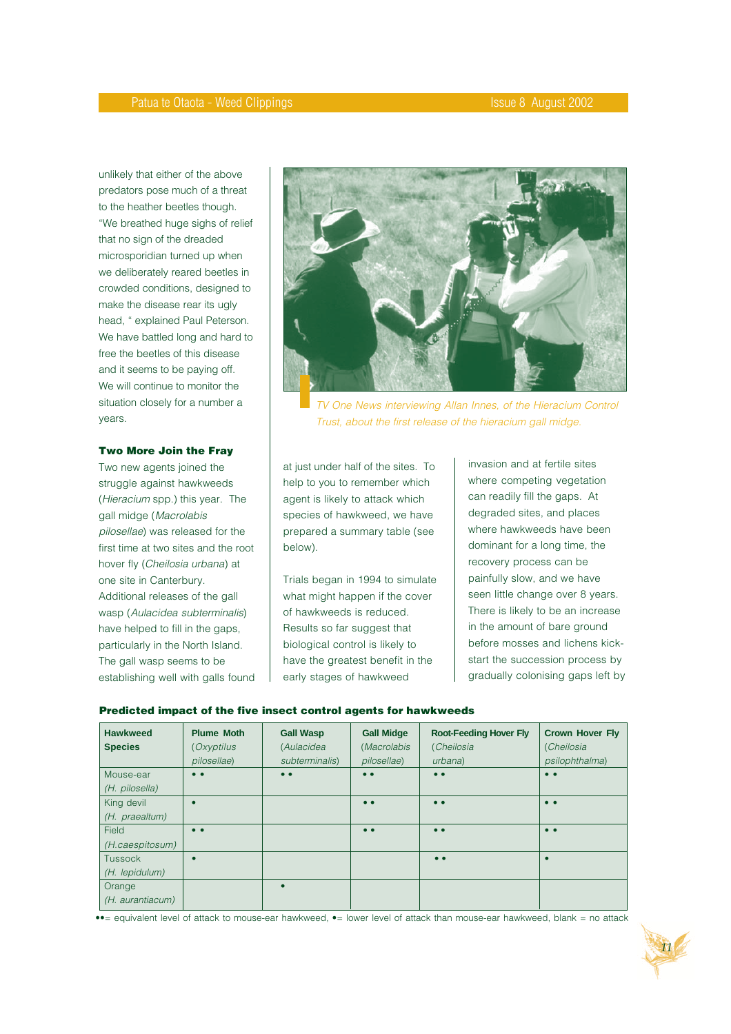unlikely that either of the above predators pose much of a threat to the heather beetles though. "We breathed huge sighs of relief that no sign of the dreaded microsporidian turned up when we deliberately reared beetles in crowded conditions, designed to make the disease rear its ugly head, " explained Paul Peterson. We have battled long and hard to free the beetles of this disease and it seems to be paying off. We will continue to monitor the situation closely for a number a years.

*TV One News interviewing Allan Innes, of the Hieracium Control Trust, about the first release of the hieracium gall midge.*

### Two More Join the Fray

Two new agents joined the struggle against hawkweeds (*Hieracium* spp.) this year. The gall midge (*Macrolabis pilosellae*) was released for the first time at two sites and the root hover fly (*Cheilosia urbana*) at one site in Canterbury. Additional releases of the gall wasp (*Aulacidea subterminalis*) have helped to fill in the gaps, particularly in the North Island. The gall wasp seems to be establishing well with galls found at just under half of the sites. To help to you to remember which agent is likely to attack which species of hawkweed, we have prepared a summary table (see below).

Trials began in 1994 to simulate what might happen if the cover of hawkweeds is reduced. Results so far suggest that biological control is likely to have the greatest benefit in the early stages of hawkweed invasion and at fertile sites where competing vegetation can readily fill the gaps. At degraded sites, and places where hawkweeds have been dominant for a long time, the recovery process can be painfully slow, and we have seen little change over 8 years. There is likely to be an increase in the amount of bare ground before mosses and lichens kick-start the succession process by gradually colonising gaps left by

**Predicted impact of the five insect control agents for hawkweeds**

| Hawkweed Species | Plume Moth (*Oxyptilus pilosellae*) | Gall Wasp (*Aulacidea subterminalis*) | Gall Midge (*Macrolabis pilosellae*) | Root-Feeding Hover Fly (*Cheilosia urbana*) | Crown Hover Fly (*Cheilosia psilophthalma*) |
|---|---|---|---|---|---|
| Mouse-ear (*H. pilosella*) | •• | •• | •• | •• | •• |
| King devil (*H. praealtum*) | • | | •• | •• | •• |
| Field (*H.caespitosum*) | •• | | •• | •• | •• |
| Tussock (*H. lepidulum*) | • | | | •• | • |
| Orange (*H. aurantiacum*) | | • | | | |

••= equivalent level of attack to mouse-ear hawkweed, •= lower level of attack than mouse-ear hawkweed, blank = no attack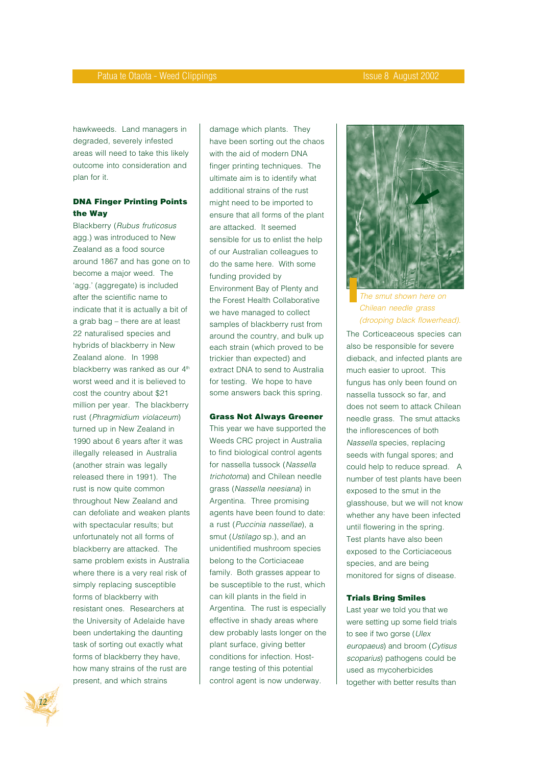hawkweeds. Land managers in degraded, severely infested areas will need to take this likely outcome into consideration and plan for it.

### DNA Finger Printing Points the Way

Blackberry (*Rubus fruticosus* agg.) was introduced to New Zealand as a food source around 1867 and has gone on to become a major weed. The 'agg.' (aggregate) is included after the scientific name to indicate that it is actually a bit of a grab bag – there are at least 22 naturalised species and hybrids of blackberry in New Zealand alone. In 1998 blackberry was ranked as our 4th worst weed and it is believed to cost the country about $21 million per year. The blackberry rust (*Phragmidium violaceum*) turned up in New Zealand in 1990 about 6 years after it was illegally released in Australia (another strain was legally released there in 1991). The rust is now quite common throughout New Zealand and can defoliate and weaken plants with spectacular results; but unfortunately not all forms of blackberry are attacked. The same problem exists in Australia where there is a very real risk of simply replacing susceptible forms of blackberry with resistant ones. Researchers at the University of Adelaide have been undertaking the daunting task of sorting out exactly what forms of blackberry they have, how many strains of the rust are present, and which strains damage which plants. They have been sorting out the chaos with the aid of modern DNA finger printing techniques. The ultimate aim is to identify what additional strains of the rust might need to be imported to ensure that all forms of the plant are attacked. It seemed sensible for us to enlist the help of our Australian colleagues to do the same here. With some funding provided by Environment Bay of Plenty and the Forest Health Collaborative we have managed to collect samples of blackberry rust from around the country, and bulk up each strain (which proved to be trickier than expected) and extract DNA to send to Australia for testing. We hope to have some answers back this spring.

### Grass Not Always Greener

This year we have supported the Weeds CRC project in Australia to find biological control agents for nassella tussock (*Nassella trichotoma*) and Chilean needle grass (*Nassella neesiana*) in Argentina. Three promising agents have been found to date: a rust (*Puccinia nassellae*), a smut (*Ustilago* sp.), and an unidentified mushroom species belong to the Corticiaceae family. Both grasses appear to be susceptible to the rust, which can kill plants in the field in Argentina. The rust is especially effective in shady areas where dew probably lasts longer on the plant surface, giving better conditions for infection. Host-range testing of this potential control agent is now underway.

*The smut shown here on Chilean needle grass (drooping black flowerhead).*

The Corticeaceous species can also be responsible for severe dieback, and infected plants are much easier to uproot. This fungus has only been found on nassella tussock so far, and does not seem to attack Chilean needle grass. The smut attacks the inflorescences of both *Nassella* species, replacing seeds with fungal spores; and could help to reduce spread. A number of test plants have been exposed to the smut in the glasshouse, but we will not know whether any have been infected until flowering in the spring. Test plants have also been exposed to the Corticiaceous species, and are being monitored for signs of disease.

### Trials Bring Smiles

Last year we told you that we were setting up some field trials to see if two gorse (*Ulex europaeus*) and broom (*Cytisus scoparius*) pathogens could be used as mycoherbicides together with better results than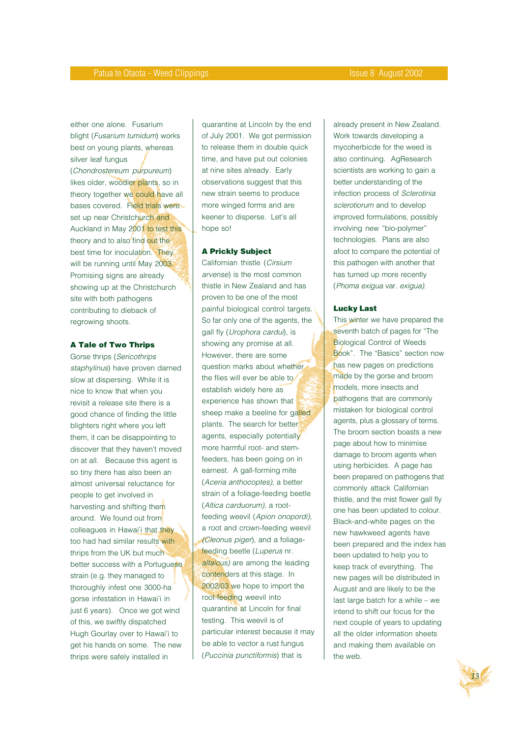either one alone. Fusarium blight (*Fusarium tumidum*) works best on young plants, whereas silver leaf fungus (*Chondrostereum purpureum*) likes older, woodier plants, so in theory together we could have all bases covered. Field trials were set up near Christchurch and Auckland in May 2001 to test this theory and to also find out the best time for inoculation. They will be running until May 2003. Promising signs are already showing up at the Christchurch site with both pathogens contributing to dieback of regrowing shoots.

#### A Tale of Two Thrips

Gorse thrips (*Sericothrips staphylinus*) have proven darned slow at dispersing. While it is nice to know that when you revisit a release site there is a good chance of finding the little blighters right where you left them, it can be disappointing to discover that they haven't moved on at all. Because this agent is so tiny there has also been an almost universal reluctance for people to get involved in harvesting and shifting them around. We found out from colleagues in Hawai'i that they too had had similar results with thrips from the UK but much better success with a Portuguese strain (e.g. they managed to thoroughly infest one 3000-ha gorse infestation in Hawai'i in just 6 years). Once we got wind of this, we swiftly dispatched Hugh Gourlay over to Hawai'i to get his hands on some. The new thrips were safely installed in quarantine at Lincoln by the end of July 2001. We got permission to release them in double quick time, and have put out colonies at nine sites already. Early observations suggest that this new strain seems to produce more winged forms and are keener to disperse. Let's all hope so!

#### A Prickly Subject

Californian thistle (*Cirsium arvense*) is the most common thistle in New Zealand and has proven to be one of the most painful biological control targets. So far only one of the agents, the gall fly (*Urophora cardui*), is showing any promise at all. However, there are some question marks about whether the flies will ever be able to establish widely here as experience has shown that sheep make a beeline for galled plants. The search for better agents, especially potentially more harmful root- and stem-feeders, has been going on in earnest. A gall-forming mite (*Aceria anthocoptes*), a better strain of a foliage-feeding beetle (*Altica carduorum*), a root-feeding weevil (*Apion onopordi*), a root and crown-feeding weevil (*Cleonus piger*), and a foliage-feeding beetle (*Luperus* nr. *altaicus*) are among the leading contenders at this stage. In 2002/03 we hope to import the root-feeding weevil into quarantine at Lincoln for final testing. This weevil is of particular interest because it may be able to vector a rust fungus (*Puccinia punctiformis*) that is already present in New Zealand. Work towards developing a mycoherbicde for the weed is also continuing. AgResearch scientists are working to gain a better understanding of the infection process of *Sclerotinia sclerotiorum* and to develop improved formulations, possibly involving new "bio-polymer" technologies. Plans are also afoot to compare the potential of this pathogen with another that has turned up more recently (*Phoma exigua* var. *exigua*).

#### Lucky Last

This winter we have prepared the seventh batch of pages for "The Biological Control of Weeds Book". The "Basics" section now has new pages on predictions made by the gorse and broom models, more insects and pathogens that are commonly mistaken for biological control agents, plus a glossary of terms. The broom section boasts a new page about how to minimise damage to broom agents when using herbicides. A page has been prepared on pathogens that commonly attack Californian thistle, and the mist flower gall fly one has been updated to colour. Black-and-white pages on the new hawkweed agents have been prepared and the index has been updated to help you to keep track of everything. The new pages will be distributed in August and are likely to be the last large batch for a while – we intend to shift our focus for the next couple of years to updating all the older information sheets and making them available on the web.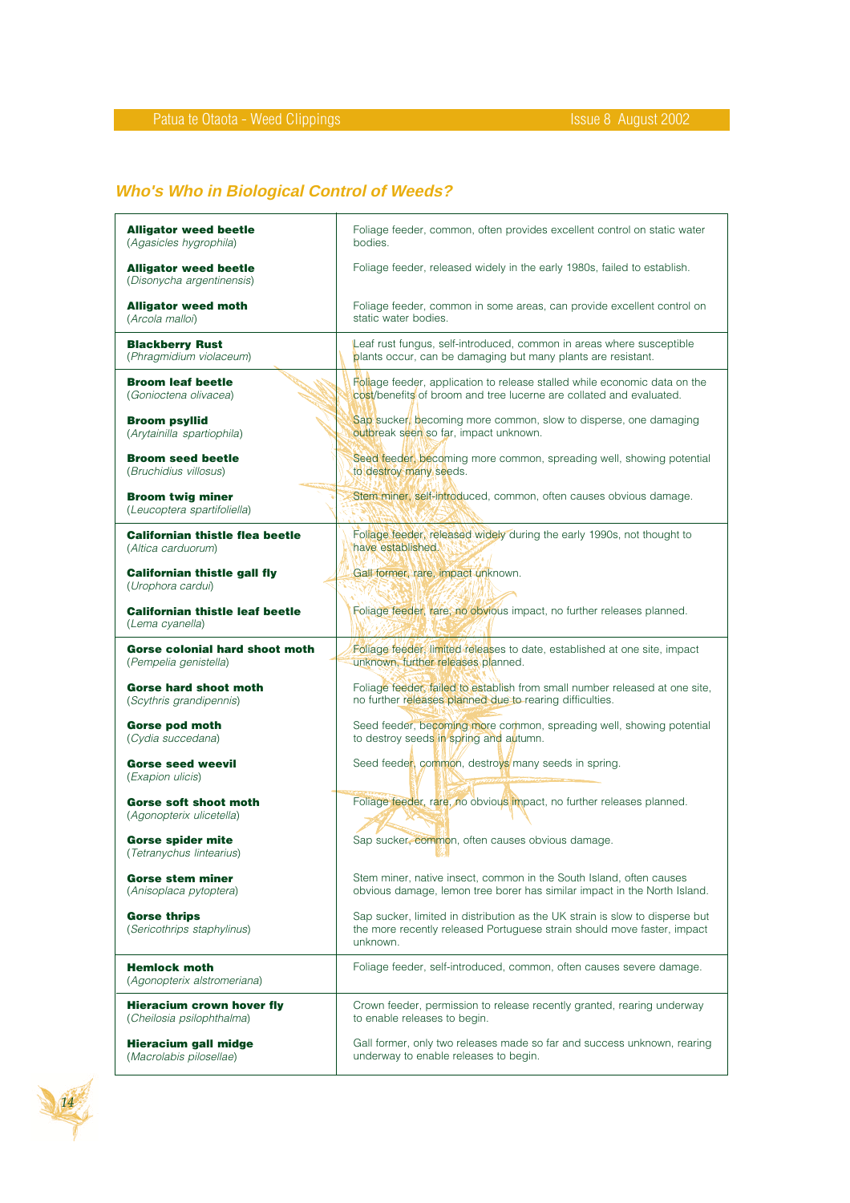## *Who's Who in Biological Control of Weeds?*

| Agent | Description |
|---|---|
| **Alligator weed beetle** (*Agasicles hygrophila*) | Foliage feeder, common, often provides excellent control on static water bodies. |
| **Alligator weed beetle** (*Disonycha argentinensis*) | Foliage feeder, released widely in the early 1980s, failed to establish. |
| **Alligator weed moth** (*Arcola malloi*) | Foliage feeder, common in some areas, can provide excellent control on static water bodies. |
| **Blackberry Rust** (*Phragmidium violaceum*) | Leaf rust fungus, self-introduced, common in areas where susceptible plants occur, can be damaging but many plants are resistant. |
| **Broom leaf beetle** (*Gonioctena olivacea*) | Foliage feeder, application to release stalled while economic data on the cost/benefits of broom and tree lucerne are collated and evaluated. |
| **Broom psyllid** (*Arytainilla spartiophila*) | Sap sucker, becoming more common, slow to disperse, one damaging outbreak seen so far, impact unknown. |
| **Broom seed beetle** (*Bruchidius villosus*) | Seed feeder, becoming more common, spreading well, showing potential to destroy many seeds. |
| **Broom twig miner** (*Leucoptera spartifoliella*) | Stem miner, self-introduced, common, often causes obvious damage. |
| **Californian thistle flea beetle** (*Altica carduorum*) | Foliage feeder, released widely during the early 1990s, not thought to have established. |
| **Californian thistle gall fly** (*Urophora cardui*) | Gall former, rare, impact unknown. |
| **Californian thistle leaf beetle** (*Lema cyanella*) | Foliage feeder, rare, no obvious impact, no further releases planned. |
| **Gorse colonial hard shoot moth** (*Pempelia genistella*) | Foliage feeder, limited releases to date, established at one site, impact unknown, further releases planned. |
| **Gorse hard shoot moth** (*Scythris grandipennis*) | Foliage feeder, failed to establish from small number released at one site, no further releases planned due to rearing difficulties. |
| **Gorse pod moth** (*Cydia succedana*) | Seed feeder, becoming more common, spreading well, showing potential to destroy seeds in spring and autumn. |
| **Gorse seed weevil** (*Exapion ulicis*) | Seed feeder, common, destroys many seeds in spring. |
| **Gorse soft shoot moth** (*Agonopterix ulicetella*) | Foliage feeder, rare, no obvious impact, no further releases planned. |
| **Gorse spider mite** (*Tetranychus lintearius*) | Sap sucker, common, often causes obvious damage. |
| **Gorse stem miner** (*Anisoplaca pytoptera*) | Stem miner, native insect, common in the South Island, often causes obvious damage, lemon tree borer has similar impact in the North Island. |
| **Gorse thrips** (*Sericothrips staphylinus*) | Sap sucker, limited in distribution as the UK strain is slow to disperse but the more recently released Portuguese strain should move faster, impact unknown. |
| **Hemlock moth** (*Agonopterix alstromeriana*) | Foliage feeder, self-introduced, common, often causes severe damage. |
| **Hieracium crown hover fly** (*Cheilosia psilophthalma*) | Crown feeder, permission to release recently granted, rearing underway to enable releases to begin. |
| **Hieracium gall midge** (*Macrolabis pilosellae*) | Gall former, only two releases made so far and success unknown, rearing underway to enable releases to begin. |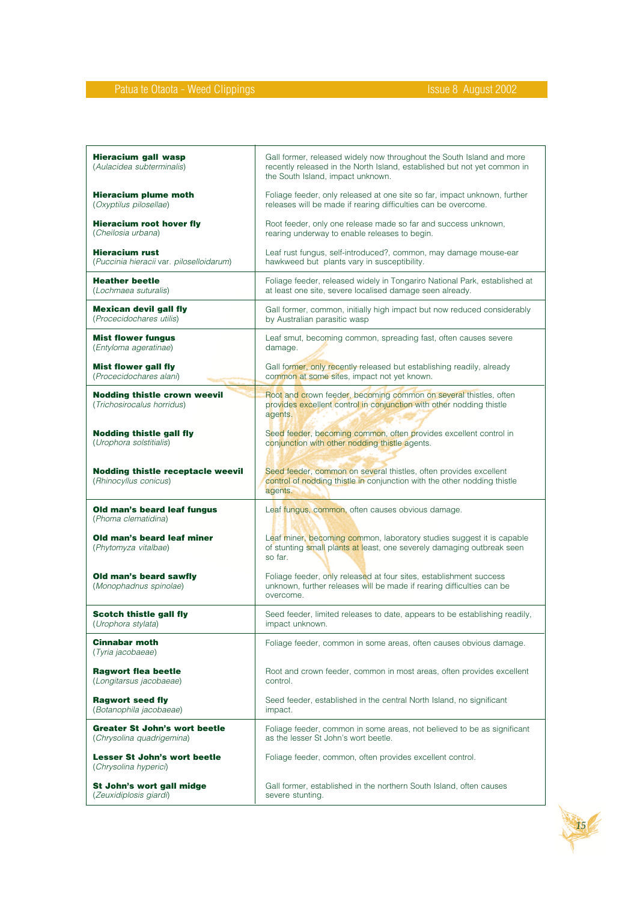| | |
|---|---|
| **Hieracium gall wasp** (*Aulacidea subterminalis*) | Gall former, released widely now throughout the South Island and more recently released in the North Island, established but not yet common in the South Island, impact unknown. |
| **Hieracium plume moth** (*Oxyptilus pilosellae*) | Foliage feeder, only released at one site so far, impact unknown, further releases will be made if rearing difficulties can be overcome. |
| **Hieracium root hover fly** (*Cheilosia urbana*) | Root feeder, only one release made so far and success unknown, rearing underway to enable releases to begin. |
| **Hieracium rust** (*Puccinia hieracii* var. *piloselloidarum*) | Leaf rust fungus, self-introduced?, common, may damage mouse-ear hawkweed but plants vary in susceptibility. |
| **Heather beetle** (*Lochmaea suturalis*) | Foliage feeder, released widely in Tongariro National Park, established at at least one site, severe localised damage seen already. |
| **Mexican devil gall fly** (*Procecidochares utilis*) | Gall former, common, initially high impact but now reduced considerably by Australian parasitic wasp |
| **Mist flower fungus** (*Entyloma ageratinae*) | Leaf smut, becoming common, spreading fast, often causes severe damage. |
| **Mist flower gall fly** (*Procecidochares alani*) | Gall former, only recently released but establishing readily, already common at some sites, impact not yet known. |
| **Nodding thistle crown weevil** (*Trichosirocalus horridus*) | Root and crown feeder, becoming common on several thistles, often provides excellent control in conjunction with other nodding thistle agents. |
| **Nodding thistle gall fly** (*Urophora solstitialis*) | Seed feeder, becoming common, often provides excellent control in conjunction with other nodding thistle agents. |
| **Nodding thistle receptacle weevil** (*Rhinocyllus conicus*) | Seed feeder, common on several thistles, often provides excellent control of nodding thistle in conjunction with the other nodding thistle agents. |
| **Old man's beard leaf fungus** (*Phoma clematidina*) | Leaf fungus, common, often causes obvious damage. |
| **Old man's beard leaf miner** (*Phytomyza vitalbae*) | Leaf miner, becoming common, laboratory studies suggest it is capable of stunting small plants at least, one severely damaging outbreak seen so far. |
| **Old man's beard sawfly** (*Monophadnus spinolae*) | Foliage feeder, only released at four sites, establishment success unknown, further releases will be made if rearing difficulties can be overcome. |
| **Scotch thistle gall fly** (*Urophora stylata*) | Seed feeder, limited releases to date, appears to be establishing readily, impact unknown. |
| **Cinnabar moth** (*Tyria jacobaeae*) | Foliage feeder, common in some areas, often causes obvious damage. |
| **Ragwort flea beetle** (*Longitarsus jacobaeae*) | Root and crown feeder, common in most areas, often provides excellent control. |
| **Ragwort seed fly** (*Botanophila jacobaeae*) | Seed feeder, established in the central North Island, no significant impact. |
| **Greater St John's wort beetle** (*Chrysolina quadrigemina*) | Foliage feeder, common in some areas, not believed to be as significant as the lesser St John's wort beetle. |
| **Lesser St John's wort beetle** (*Chrysolina hyperici*) | Foliage feeder, common, often provides excellent control. |
| **St John's wort gall midge** (*Zeuxidiplosis giardi*) | Gall former, established in the northern South Island, often causes severe stunting. |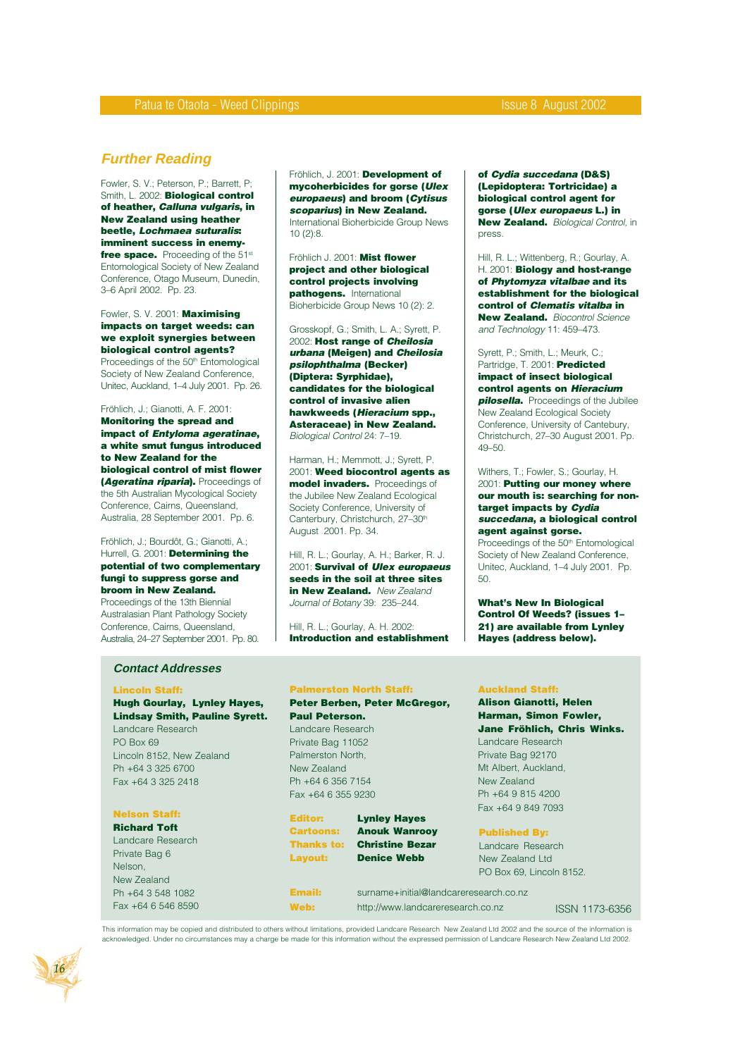## Further Reading

Fowler, S. V.; Peterson, P.; Barrett, P; Smith, L. 2002: **Biological control of heather, *Calluna vulgaris*, in New Zealand using heather beetle, *Lochmaea suturalis*: imminent success in enemy-free space.** Proceeding of the 51st Entomological Society of New Zealand Conference, Otago Museum, Dunedin, 3–6 April 2002. Pp. 23.

Fowler, S. V. 2001: **Maximising impacts on target weeds: can we exploit synergies between biological control agents?** Proceedings of the 50th Entomological Society of New Zealand Conference, Unitec, Auckland, 1–4 July 2001. Pp. 26.

Fröhlich, J.; Gianotti, A. F. 2001: **Monitoring the spread and impact of *Entyloma ageratinae*, a white smut fungus introduced to New Zealand for the biological control of mist flower (*Ageratina riparia*).** Proceedings of the 5th Australian Mycological Society Conference, Cairns, Queensland, Australia, 28 September 2001. Pp. 6.

Fröhlich, J.; Bourdôt, G.; Gianotti, A.; Hurrell, G. 2001: **Determining the potential of two complementary fungi to suppress gorse and broom in New Zealand.** Proceedings of the 13th Biennial Australasian Plant Pathology Society Conference, Cairns, Queensland, Australia, 24–27 September 2001. Pp. 80.

Fröhlich, J. 2001: **Development of mycoherbicides for gorse (*Ulex europaeus*) and broom (*Cytisus scoparius*) in New Zealand.** International Bioherbicide Group News 10 (2):8.

Fröhlich J. 2001: **Mist flower project and other biological control projects involving pathogens.** International Bioherbicide Group News 10 (2): 2.

Grosskopf, G.; Smith, L. A.; Syrett, P. 2002: **Host range of *Cheilosia urbana* (Meigen) and *Cheilosia psilophthalma* (Becker) (Diptera: Syrphidae), candidates for the biological control of invasive alien hawkweeds (*Hieracium* spp., Asteraceae) in New Zealand.** *Biological Control* 24: 7–19.

Harman, H.; Memmott, J.; Syrett, P. 2001: **Weed biocontrol agents as model invaders.** Proceedings of the Jubilee New Zealand Ecological Society Conference, University of Canterbury, Christchurch, 27–30th August 2001. Pp. 34.

Hill, R. L.; Gourlay, A. H.; Barker, R. J. 2001: **Survival of *Ulex europaeus* seeds in the soil at three sites in New Zealand.** *New Zealand Journal of Botany* 39: 235–244.

Hill, R. L.; Gourlay, A. H. 2002: **Introduction and establishment of *Cydia succedana* (D&S) (Lepidoptera: Tortricidae) a biological control agent for gorse (*Ulex europaeus* L.) in New Zealand.** *Biological Control*, in press.

Hill, R. L.; Wittenberg, R.; Gourlay, A. H. 2001: **Biology and host-range of *Phytomyza vitalbae* and its establishment for the biological control of *Clematis vitalba* in New Zealand.** *Biocontrol Science and Technology* 11: 459–473.

Syrett, P.; Smith, L.; Meurk, C.; Partridge, T. 2001: **Predicted impact of insect biological control agents on *Hieracium pilosella*.** Proceedings of the Jubilee New Zealand Ecological Society Conference, University of Cantebury, Christchurch, 27–30 August 2001. Pp. 49–50.

Withers, T.; Fowler, S.; Gourlay, H. 2001: **Putting our money where our mouth is: searching for non-target impacts by *Cydia succedana*, a biological control agent against gorse.** Proceedings of the 50th Entomological Society of New Zealand Conference, Unitec, Auckland, 1–4 July 2001. Pp. 50.

**What's New In Biological Control Of Weeds? (issues 1–21) are available from Lynley Hayes (address below).**

## Contact Addresses

**Lincoln Staff:**
**Hugh Gourlay, Lynley Hayes, Lindsay Smith, Pauline Syrett.**
Landcare Research
PO Box 69
Lincoln 8152, New Zealand
Ph +64 3 325 6700
Fax +64 3 325 2418

**Nelson Staff:**
**Richard Toft**
Landcare Research
Private Bag 6
Nelson,
New Zealand
Ph +64 3 548 1082
Fax +64 6 546 8590

**Palmerston North Staff:**
**Peter Berben, Peter McGregor, Paul Peterson.**
Landcare Research
Private Bag 11052
Palmerston North,
New Zealand
Ph +64 6 356 7154
Fax +64 6 355 9230

**Auckland Staff:**
**Alison Gianotti, Helen Harman, Simon Fowler, Jane Fröhlich, Chris Winks.**
Landcare Research
Private Bag 92170
Mt Albert, Auckland,
New Zealand
Ph +64 9 815 4200
Fax +64 9 849 7093

**Editor:** **Lynley Hayes**
**Cartoons:** **Anouk Wanrooy**
**Thanks to:** **Christine Bezar**
**Layout:** **Denice Webb**

**Published By:**
Landcare Research
New Zealand Ltd
PO Box 69, Lincoln 8152.

**Email:** surname+initial@landcareresearch.co.nz
**Web:** http://www.landcareresearch.co.nz

ISSN 1173-6356

This information may be copied and distributed to others without limitations, provided Landcare Research New Zealand Ltd 2002 and the source of the information is acknowledged. Under no circumstances may a charge be made for this information without the expressed permission of Landcare Research New Zealand Ltd 2002.